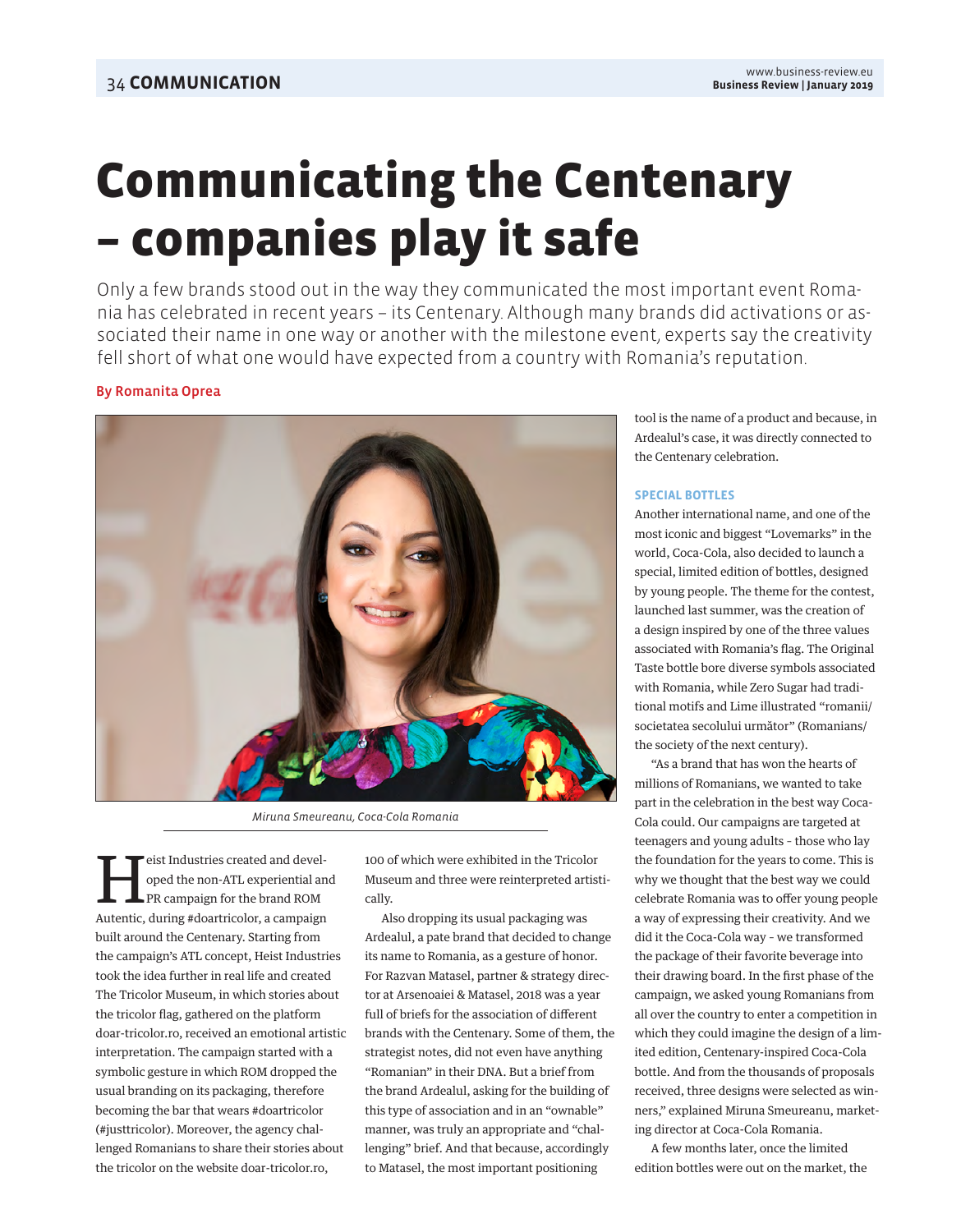# Communicating the Centenary – companies play it safe

Only a few brands stood out in the way they communicated the most important event Romania has celebrated in recent years – its Centenary. Although many brands did activations or associated their name in one way or another with the milestone event, experts say the creativity fell short of what one would have expected from a country with Romania's reputation.

**By Romanita Oprea**

*Miruna Smeureanu, Coca-Cola Romania*

Heist Industries created and developed the non-ATL experiential and PR campaign for the brand ROM Autentic, during #doartricolor, a campaign built around the Centenary. Starting from the campaign's ATL concept, Heist Industries took the idea further in real life and created The Tricolor Museum, in which stories about the tricolor flag, gathered on the platform doar-tricolor.ro, received an emotional artistic interpretation. The campaign started with a symbolic gesture in which ROM dropped the usual branding on its packaging, therefore becoming the bar that wears #doartricolor (#justtricolor). Moreover, the agency challenged Romanians to share their stories about the tricolor on the website doar-tricolor.ro, 100 of which were exhibited in the Tricolor Museum and three were reinterpreted artistically.

Also dropping its usual packaging was Ardealul, a pate brand that decided to change its name to Romania, as a gesture of honor. For Razvan Matasel, partner & strategy director at Arsenoaiei & Matasel, 2018 was a year full of briefs for the association of different brands with the Centenary. Some of them, the strategist notes, did not even have anything "Romanian" in their DNA. But a brief from the brand Ardealul, asking for the building of this type of association and in an "ownable" manner, was truly an appropriate and "challenging" brief. And that because, accordingly to Matasel, the most important positioning tool is the name of a product and because, in Ardealul's case, it was directly connected to the Centenary celebration.

### SPECIAL BOTTLES

Another international name, and one of the most iconic and biggest "Lovemarks" in the world, Coca-Cola, also decided to launch a special, limited edition of bottles, designed by young people. The theme for the contest, launched last summer, was the creation of a design inspired by one of the three values associated with Romania's flag. The Original Taste bottle bore diverse symbols associated with Romania, while Zero Sugar had traditional motifs and Lime illustrated "romanii/societatea secolului următor" (Romanians/the society of the next century).

"As a brand that has won the hearts of millions of Romanians, we wanted to take part in the celebration in the best way Coca-Cola could. Our campaigns are targeted at teenagers and young adults - those who lay the foundation for the years to come. This is why we thought that the best way we could celebrate Romania was to offer young people a way of expressing their creativity. And we did it the Coca-Cola way - we transformed the package of their favorite beverage into their drawing board. In the first phase of the campaign, we asked young Romanians from all over the country to enter a competition in which they could imagine the design of a limited edition, Centenary-inspired Coca-Cola bottle. And from the thousands of proposals received, three designs were selected as winners," explained Miruna Smeureanu, marketing director at Coca-Cola Romania.

A few months later, once the limited edition bottles were out on the market, the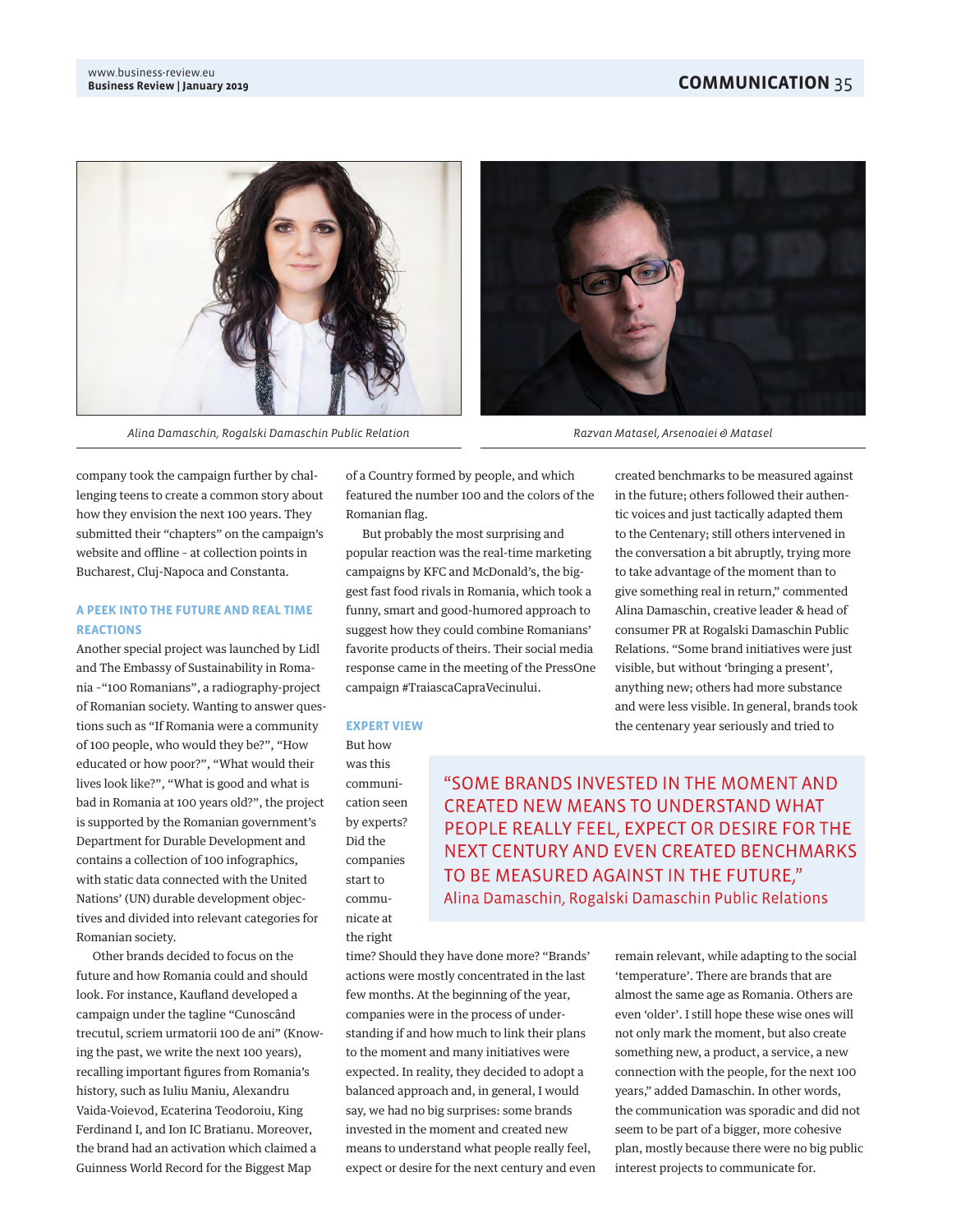*Alina Damaschin, Rogalski Damaschin Public Relation*

*Razvan Matasel, Arsenoaiei & Matasel*

company took the campaign further by challenging teens to create a common story about how they envision the next 100 years. They submitted their "chapters" on the campaign's website and offline - at collection points in Bucharest, Cluj-Napoca and Constanta.

### A PEEK INTO THE FUTURE AND REAL TIME REACTIONS

Another special project was launched by Lidl and The Embassy of Sustainability in Romania -"100 Romanians", a radiography-project of Romanian society. Wanting to answer questions such as "If Romania were a community of 100 people, who would they be?", "How educated or how poor?", "What would their lives look like?", "What is good and what is bad in Romania at 100 years old?", the project is supported by the Romanian government's Department for Durable Development and contains a collection of 100 infographics, with static data connected with the United Nations' (UN) durable development objectives and divided into relevant categories for Romanian society.

Other brands decided to focus on the future and how Romania could and should look. For instance, Kaufland developed a campaign under the tagline "Cunoscând trecutul, scriem urmatorii 100 de ani" (Knowing the past, we write the next 100 years), recalling important figures from Romania's history, such as Iuliu Maniu, Alexandru Vaida-Voievod, Ecaterina Teodoroiu, King Ferdinand I, and Ion IC Bratianu. Moreover, the brand had an activation which claimed a Guinness World Record for the Biggest Map of a Country formed by people, and which featured the number 100 and the colors of the Romanian flag.

But probably the most surprising and popular reaction was the real-time marketing campaigns by KFC and McDonald's, the biggest fast food rivals in Romania, which took a funny, smart and good-humored approach to suggest how they could combine Romanians' favorite products of theirs. Their social media response came in the meeting of the PressOne campaign #TraiascaCapraVecinului.

### EXPERT VIEW

But how was this communication seen by experts? Did the companies start to communicate at the right time? Should they have done more? "Brands' actions were mostly concentrated in the last few months. At the beginning of the year, companies were in the process of understanding if and how much to link their plans to the moment and many initiatives were expected. In reality, they decided to adopt a balanced approach and, in general, I would say, we had no big surprises: some brands invested in the moment and created new means to understand what people really feel, expect or desire for the next century and even created benchmarks to be measured against in the future; others followed their authentic voices and just tactically adapted them to the Centenary; still others intervened in the conversation a bit abruptly, trying more to take advantage of the moment than to give something real in return," commented Alina Damaschin, creative leader & head of consumer PR at Rogalski Damaschin Public Relations. "Some brand initiatives were just visible, but without 'bringing a present', anything new; others had more substance and were less visible. In general, brands took the centenary year seriously and tried to remain relevant, while adapting to the social 'temperature'. There are brands that are almost the same age as Romania. Others are even 'older'. I still hope these wise ones will not only mark the moment, but also create something new, a product, a service, a new connection with the people, for the next 100 years," added Damaschin. In other words, the communication was sporadic and did not seem to be part of a bigger, more cohesive plan, mostly because there were no big public interest projects to communicate for.

> "SOME BRANDS INVESTED IN THE MOMENT AND CREATED NEW MEANS TO UNDERSTAND WHAT PEOPLE REALLY FEEL, EXPECT OR DESIRE FOR THE NEXT CENTURY AND EVEN CREATED BENCHMARKS TO BE MEASURED AGAINST IN THE FUTURE,"
> Alina Damaschin, Rogalski Damaschin Public Relations